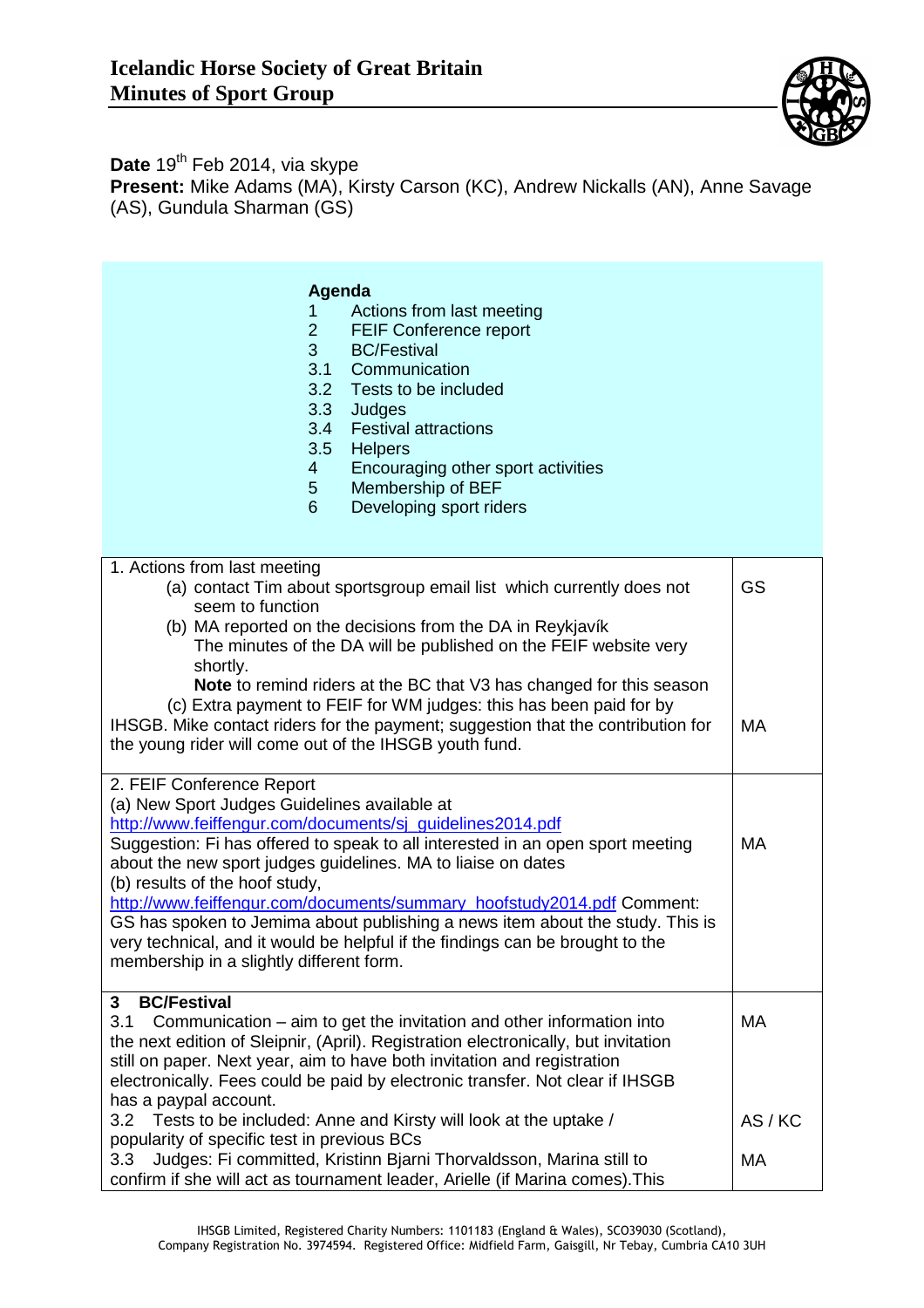# Icelandic Horse Society of Great Britain
## Minutes of Sport Group

**Date** 19th Feb 2014, via skype
**Present:** Mike Adams (MA), Kirsty Carson (KC), Andrew Nickalls (AN), Anne Savage (AS), Gundula Sharman (GS)

**Agenda**

1 Actions from last meeting
2 FEIF Conference report
3 BC/Festival
3.1 Communication
3.2 Tests to be included
3.3 Judges
3.4 Festival attractions
3.5 Helpers
4 Encouraging other sport activities
5 Membership of BEF
6 Developing sport riders

| | |
|---|---|
| 1. Actions from last meeting<br>(a) contact Tim about sportsgroup email list which currently does not seem to function<br>(b) MA reported on the decisions from the DA in Reykjavík<br>The minutes of the DA will be published on the FEIF website very shortly.<br>**Note** to remind riders at the BC that V3 has changed for this season<br>(c) Extra payment to FEIF for WM judges: this has been paid for by IHSGB. Mike contact riders for the payment; suggestion that the contribution for the young rider will come out of the IHSGB youth fund. | GS<br><br><br><br><br>MA |
| 2. FEIF Conference Report<br>(a) New Sport Judges Guidelines available at http://www.feiffengur.com/documents/sj_guidelines2014.pdf<br>Suggestion: Fi has offered to speak to all interested in an open sport meeting about the new sport judges guidelines. MA to liaise on dates<br>(b) results of the hoof study, http://www.feiffengur.com/documents/summary_hoofstudy2014.pdf Comment: GS has spoken to Jemima about publishing a news item about the study. This is very technical, and it would be helpful if the findings can be brought to the membership in a slightly different form. | MA |
| **3 BC/Festival**<br>3.1 Communication – aim to get the invitation and other information into the next edition of Sleipnir, (April). Registration electronically, but invitation still on paper. Next year, aim to have both invitation and registration electronically. Fees could be paid by electronic transfer. Not clear if IHSGB has a paypal account.<br>3.2 Tests to be included: Anne and Kirsty will look at the uptake / popularity of specific test in previous BCs<br>3.3 Judges: Fi committed, Kristinn Bjarni Thorvaldsson, Marina still to confirm if she will act as tournament leader, Arielle (if Marina comes).This | MA<br><br><br><br><br>AS / KC<br><br>MA |

IHSGB Limited, Registered Charity Numbers: 1101183 (England & Wales), SCO39030 (Scotland), Company Registration No. 3974594. Registered Office: Midfield Farm, Gaisgill, Nr Tebay, Cumbria CA10 3UH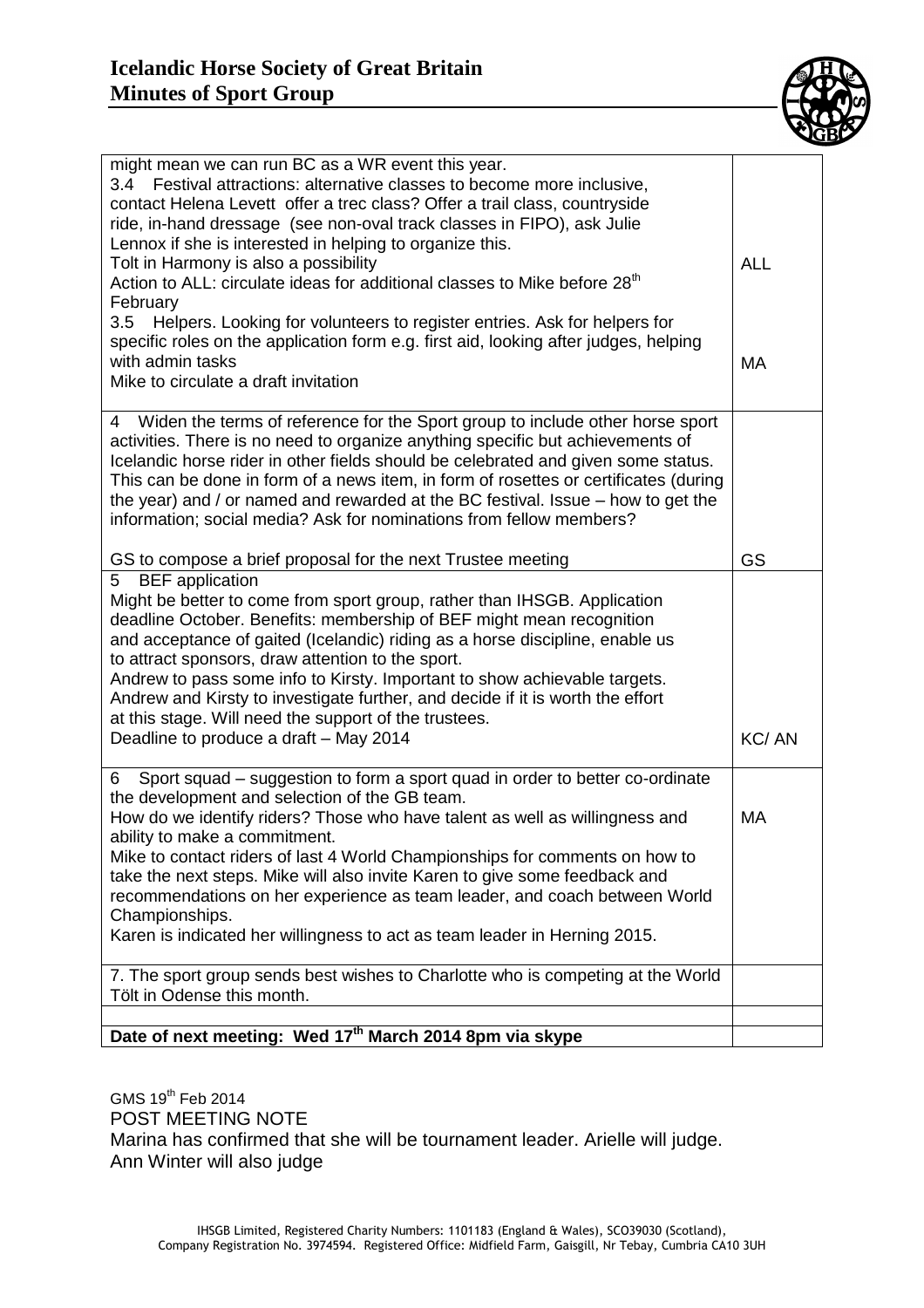# Icelandic Horse Society of Great Britain
## Minutes of Sport Group

| | |
|---|---|
| might mean we can run BC as a WR event this year.<br>3.4 Festival attractions: alternative classes to become more inclusive, contact Helena Levett offer a trec class? Offer a trail class, countryside ride, in-hand dressage (see non-oval track classes in FIPO), ask Julie Lennox if she is interested in helping to organize this.<br>Tolt in Harmony is also a possibility<br>Action to ALL: circulate ideas for additional classes to Mike before 28th February<br>3.5 Helpers. Looking for volunteers to register entries. Ask for helpers for specific roles on the application form e.g. first aid, looking after judges, helping with admin tasks<br>Mike to circulate a draft invitation | ALL<br><br>MA |
| 4 Widen the terms of reference for the Sport group to include other horse sport activities. There is no need to organize anything specific but achievements of Icelandic horse rider in other fields should be celebrated and given some status. This can be done in form of a news item, in form of rosettes or certificates (during the year) and / or named and rewarded at the BC festival. Issue – how to get the information; social media? Ask for nominations from fellow members?<br><br>GS to compose a brief proposal for the next Trustee meeting | GS |
| 5 BEF application<br>Might be better to come from sport group, rather than IHSGB. Application deadline October. Benefits: membership of BEF might mean recognition and acceptance of gaited (Icelandic) riding as a horse discipline, enable us to attract sponsors, draw attention to the sport.<br>Andrew to pass some info to Kirsty. Important to show achievable targets. Andrew and Kirsty to investigate further, and decide if it is worth the effort at this stage. Will need the support of the trustees.<br>Deadline to produce a draft – May 2014 | KC/ AN |
| 6 Sport squad – suggestion to form a sport quad in order to better co-ordinate the development and selection of the GB team.<br>How do we identify riders? Those who have talent as well as willingness and ability to make a commitment.<br>Mike to contact riders of last 4 World Championships for comments on how to take the next steps. Mike will also invite Karen to give some feedback and recommendations on her experience as team leader, and coach between World Championships.<br>Karen is indicated her willingness to act as team leader in Herning 2015. | MA |
| 7. The sport group sends best wishes to Charlotte who is competing at the World Tölt in Odense this month. | |
| | |
| **Date of next meeting: Wed 17th March 2014 8pm via skype** | |

GMS 19th Feb 2014

POST MEETING NOTE

Marina has confirmed that she will be tournament leader. Arielle will judge.
Ann Winter will also judge

IHSGB Limited, Registered Charity Numbers: 1101183 (England & Wales), SCO39030 (Scotland), Company Registration No. 3974594. Registered Office: Midfield Farm, Gaisgill, Nr Tebay, Cumbria CA10 3UH